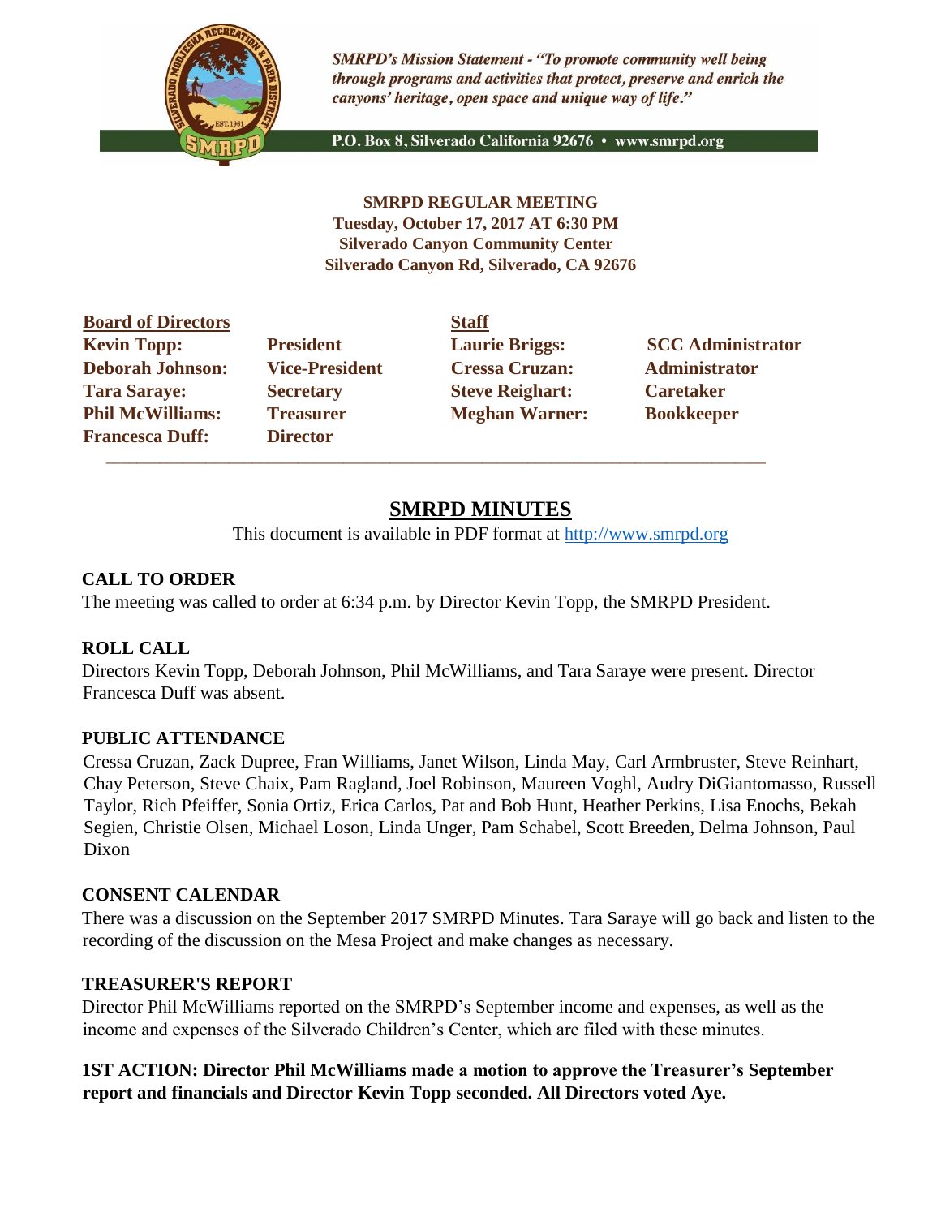*SMRPD's Mission Statement - "To promote community well being through programs and activities that protect, preserve and enrich the canyons' heritage, open space and unique way of life."*

P.O. Box 8, Silverado California 92676 • www.smrpd.org

**SMRPD REGULAR MEETING**
**Tuesday, October 17, 2017 AT 6:30 PM**
**Silverado Canyon Community Center**
**Silverado Canyon Rd, Silverado, CA 92676**

| Board of Directors | | Staff | |
|---|---|---|---|
| **Kevin Topp:** | **President** | **Laurie Briggs:** | **SCC Administrator** |
| **Deborah Johnson:** | **Vice-President** | **Cressa Cruzan:** | **Administrator** |
| **Tara Saraye:** | **Secretary** | **Steve Reighart:** | **Caretaker** |
| **Phil McWilliams:** | **Treasurer** | **Meghan Warner:** | **Bookkeeper** |
| **Francesca Duff:** | **Director** | | |

# SMRPD MINUTES

This document is available in PDF format at http://www.smrpd.org

## CALL TO ORDER

The meeting was called to order at 6:34 p.m. by Director Kevin Topp, the SMRPD President.

## ROLL CALL

Directors Kevin Topp, Deborah Johnson, Phil McWilliams, and Tara Saraye were present. Director Francesca Duff was absent.

## PUBLIC ATTENDANCE

Cressa Cruzan, Zack Dupree, Fran Williams, Janet Wilson, Linda May, Carl Armbruster, Steve Reinhart, Chay Peterson, Steve Chaix, Pam Ragland, Joel Robinson, Maureen Voghl, Audry DiGiantomasso, Russell Taylor, Rich Pfeiffer, Sonia Ortiz, Erica Carlos, Pat and Bob Hunt, Heather Perkins, Lisa Enochs, Bekah Segien, Christie Olsen, Michael Loson, Linda Unger, Pam Schabel, Scott Breeden, Delma Johnson, Paul Dixon

## CONSENT CALENDAR

There was a discussion on the September 2017 SMRPD Minutes. Tara Saraye will go back and listen to the recording of the discussion on the Mesa Project and make changes as necessary.

## TREASURER'S REPORT

Director Phil McWilliams reported on the SMRPD's September income and expenses, as well as the income and expenses of the Silverado Children's Center, which are filed with these minutes.

**1ST ACTION: Director Phil McWilliams made a motion to approve the Treasurer's September report and financials and Director Kevin Topp seconded. All Directors voted Aye.**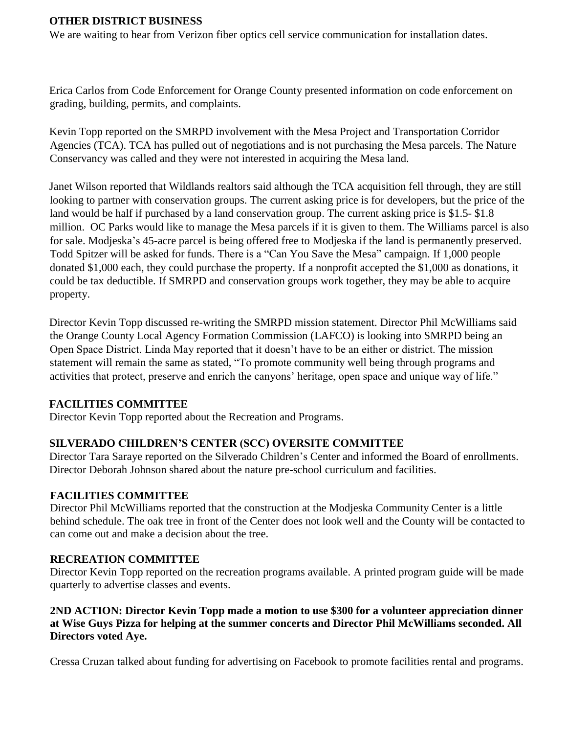## OTHER DISTRICT BUSINESS

We are waiting to hear from Verizon fiber optics cell service communication for installation dates.

Erica Carlos from Code Enforcement for Orange County presented information on code enforcement on grading, building, permits, and complaints.

Kevin Topp reported on the SMRPD involvement with the Mesa Project and Transportation Corridor Agencies (TCA). TCA has pulled out of negotiations and is not purchasing the Mesa parcels. The Nature Conservancy was called and they were not interested in acquiring the Mesa land.

Janet Wilson reported that Wildlands realtors said although the TCA acquisition fell through, they are still looking to partner with conservation groups. The current asking price is for developers, but the price of the land would be half if purchased by a land conservation group. The current asking price is $1.5- $1.8 million. OC Parks would like to manage the Mesa parcels if it is given to them. The Williams parcel is also for sale. Modjeska's 45-acre parcel is being offered free to Modjeska if the land is permanently preserved. Todd Spitzer will be asked for funds. There is a "Can You Save the Mesa" campaign. If 1,000 people donated $1,000 each, they could purchase the property. If a nonprofit accepted the $1,000 as donations, it could be tax deductible. If SMRPD and conservation groups work together, they may be able to acquire property.

Director Kevin Topp discussed re-writing the SMRPD mission statement. Director Phil McWilliams said the Orange County Local Agency Formation Commission (LAFCO) is looking into SMRPD being an Open Space District. Linda May reported that it doesn't have to be an either or district. The mission statement will remain the same as stated, "To promote community well being through programs and activities that protect, preserve and enrich the canyons' heritage, open space and unique way of life."

## FACILITIES COMMITTEE

Director Kevin Topp reported about the Recreation and Programs.

## SILVERADO CHILDREN'S CENTER (SCC) OVERSITE COMMITTEE

Director Tara Saraye reported on the Silverado Children's Center and informed the Board of enrollments. Director Deborah Johnson shared about the nature pre-school curriculum and facilities.

## FACILITIES COMMITTEE

Director Phil McWilliams reported that the construction at the Modjeska Community Center is a little behind schedule. The oak tree in front of the Center does not look well and the County will be contacted to can come out and make a decision about the tree.

## RECREATION COMMITTEE

Director Kevin Topp reported on the recreation programs available. A printed program guide will be made quarterly to advertise classes and events.

**2ND ACTION: Director Kevin Topp made a motion to use $300 for a volunteer appreciation dinner at Wise Guys Pizza for helping at the summer concerts and Director Phil McWilliams seconded. All Directors voted Aye.**

Cressa Cruzan talked about funding for advertising on Facebook to promote facilities rental and programs.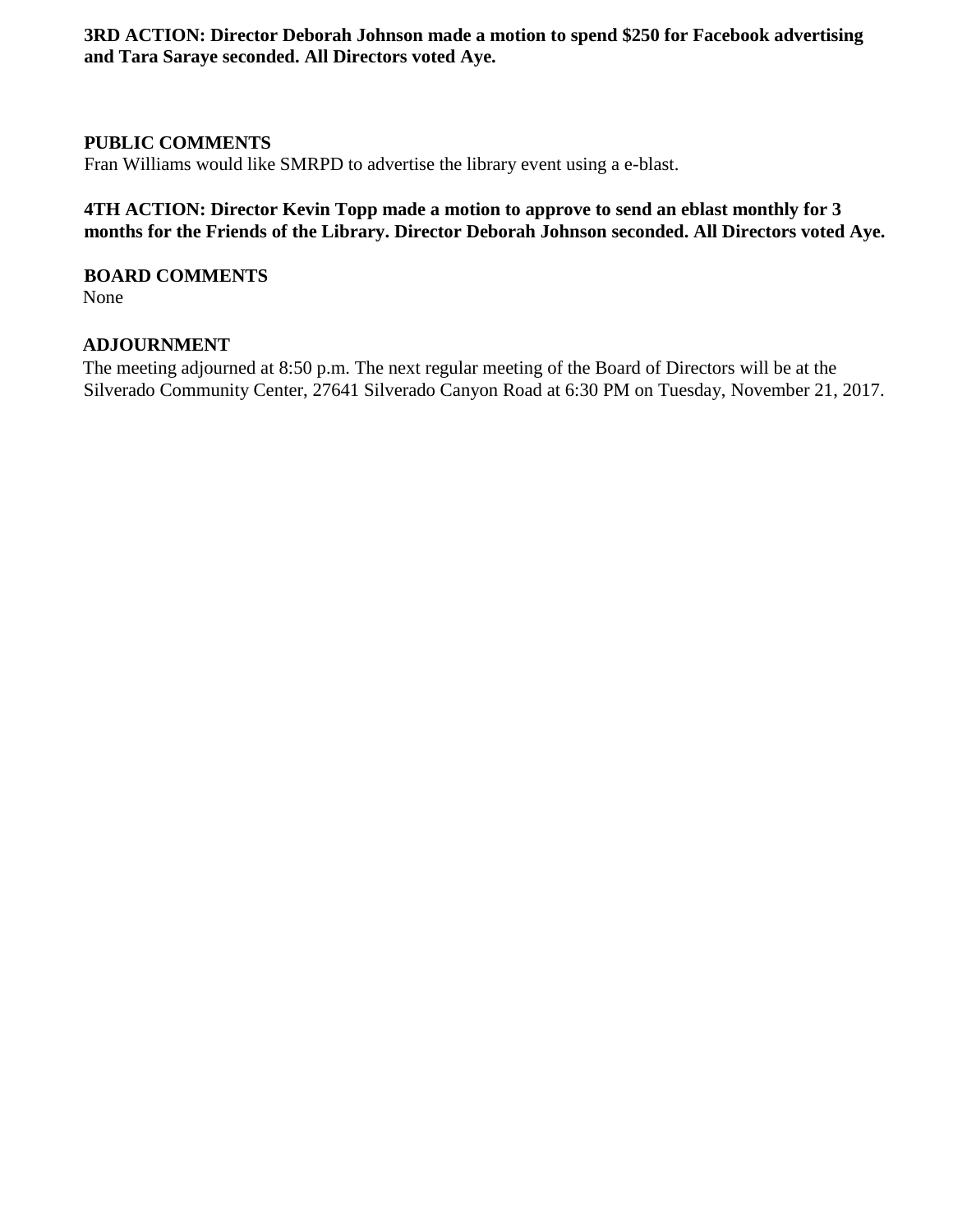**3RD ACTION: Director Deborah Johnson made a motion to spend $250 for Facebook advertising and Tara Saraye seconded. All Directors voted Aye.**

**PUBLIC COMMENTS**

Fran Williams would like SMRPD to advertise the library event using a e-blast.

**4TH ACTION: Director Kevin Topp made a motion to approve to send an eblast monthly for 3 months for the Friends of the Library. Director Deborah Johnson seconded. All Directors voted Aye.**

**BOARD COMMENTS**

None

**ADJOURNMENT**

The meeting adjourned at 8:50 p.m. The next regular meeting of the Board of Directors will be at the Silverado Community Center, 27641 Silverado Canyon Road at 6:30 PM on Tuesday, November 21, 2017.